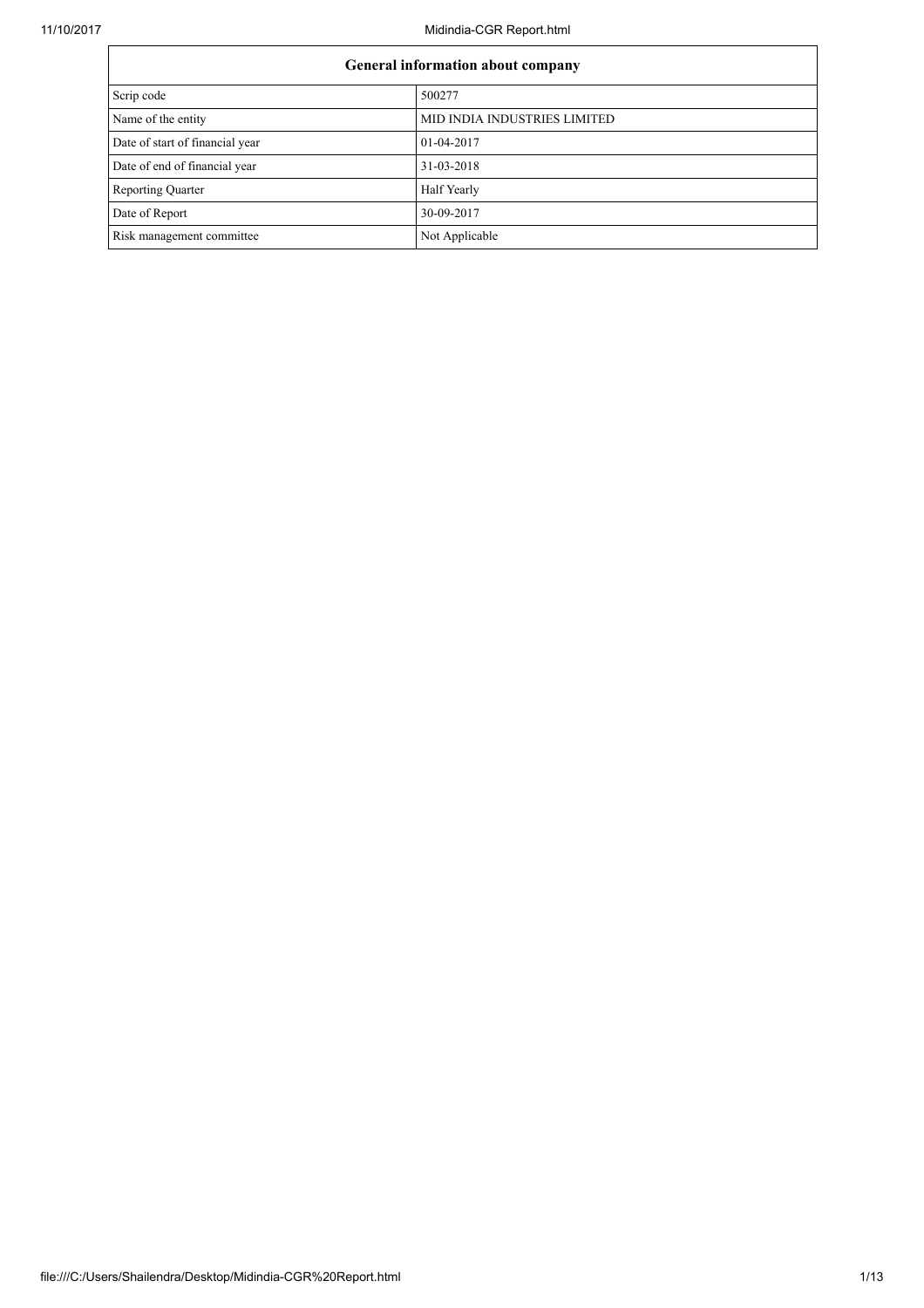| General information about company | |
|---|---|
| Scrip code | 500277 |
| Name of the entity | MID INDIA INDUSTRIES LIMITED |
| Date of start of financial year | 01-04-2017 |
| Date of end of financial year | 31-03-2018 |
| Reporting Quarter | Half Yearly |
| Date of Report | 30-09-2017 |
| Risk management committee | Not Applicable |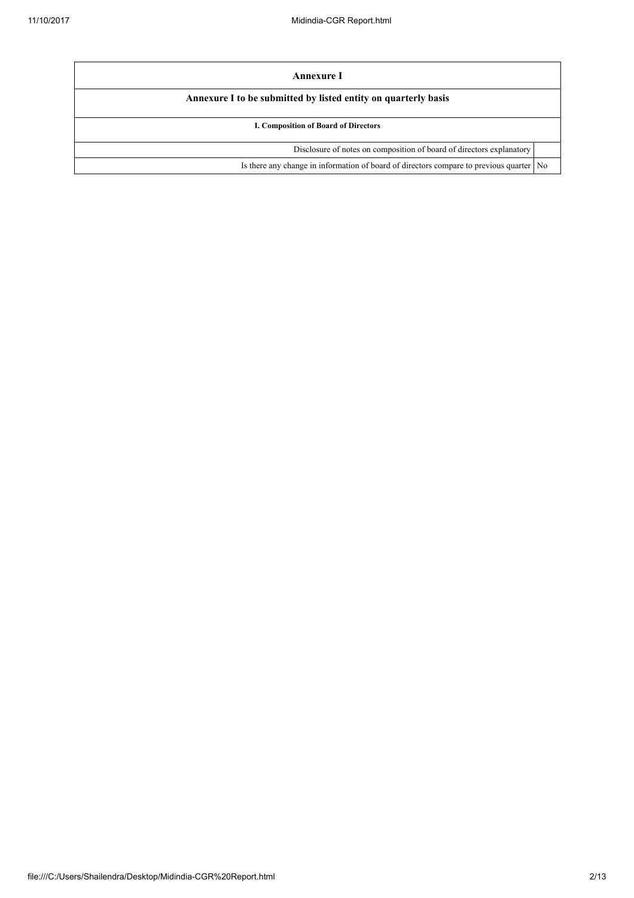| Annexure I | |
|---|---|
| **Annexure I to be submitted by listed entity on quarterly basis** | |
| **I. Composition of Board of Directors** | |
| Disclosure of notes on composition of board of directors explanatory | |
| Is there any change in information of board of directors compare to previous quarter | No |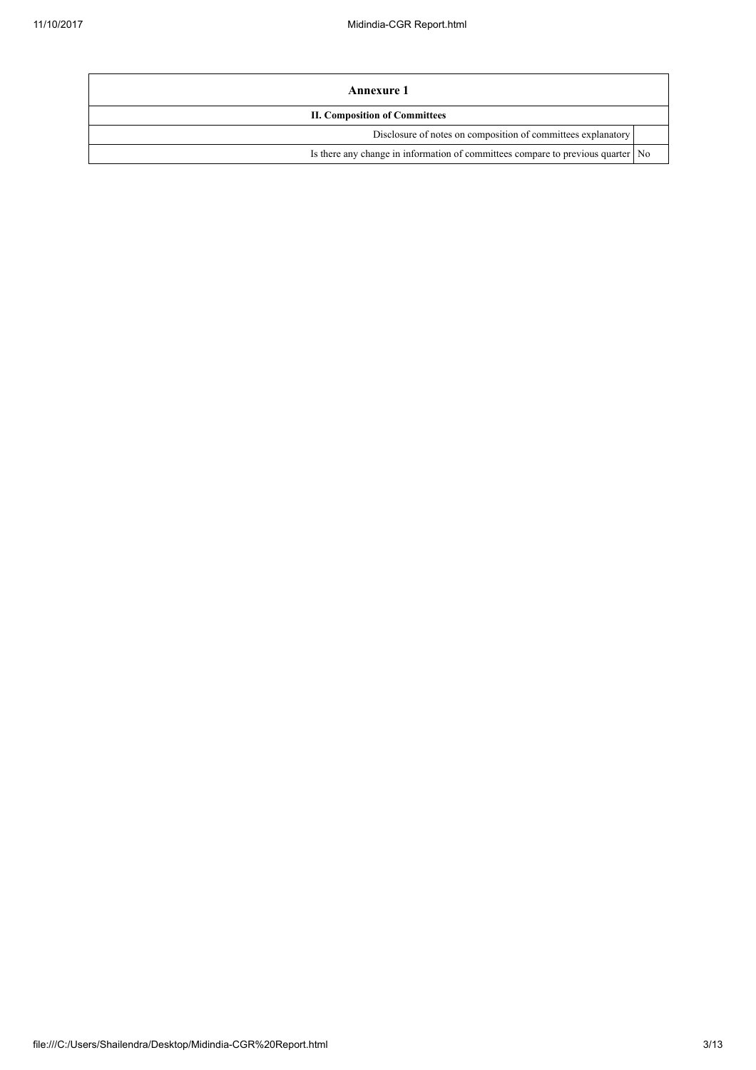| Annexure 1 | |
|---|---|
| **II. Composition of Committees** | |
| Disclosure of notes on composition of committees explanatory | |
| Is there any change in information of committees compare to previous quarter | No |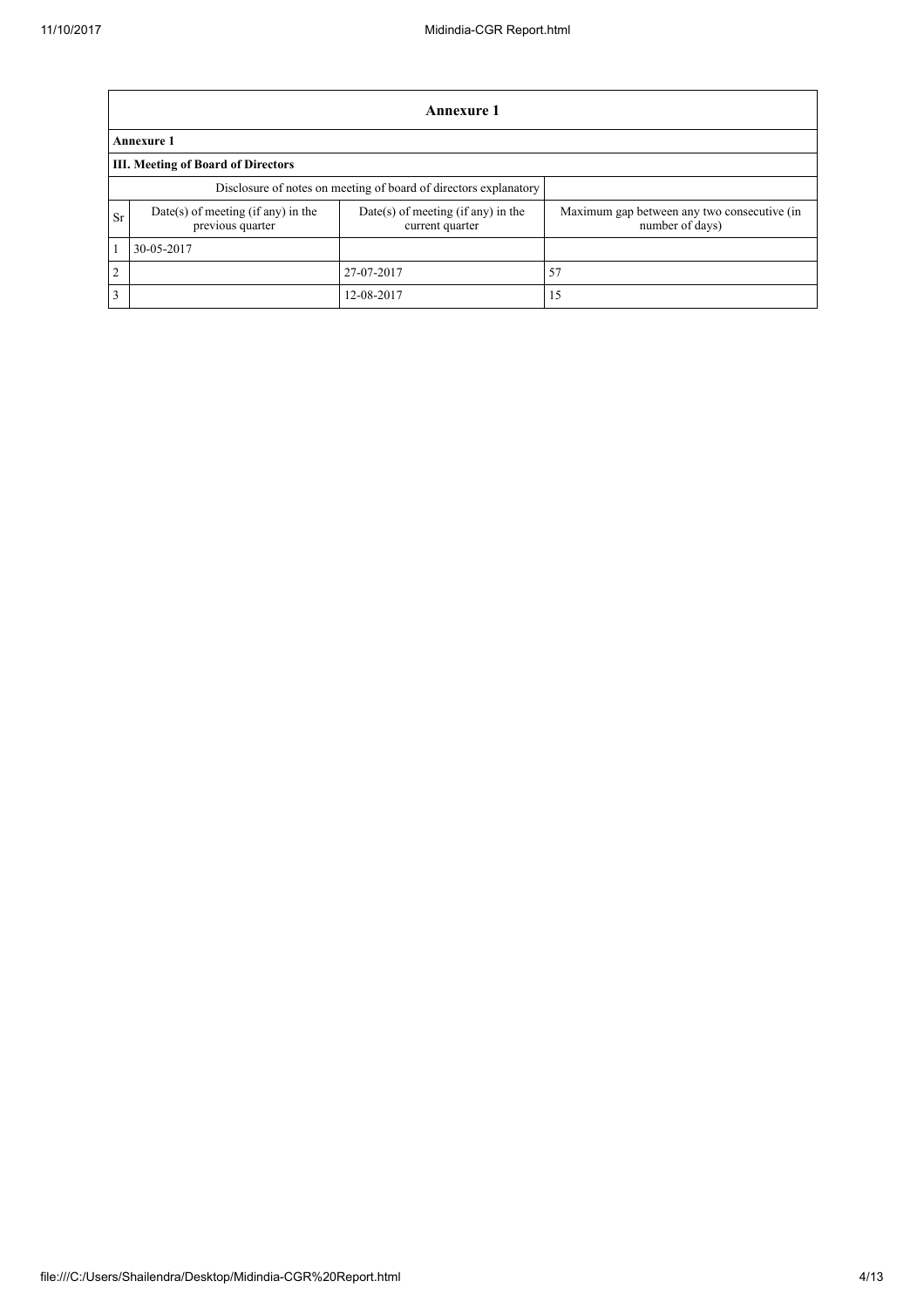| Annexure 1 | | | |
|---|---|---|---|
| **Annexure 1** | | | |
| **III. Meeting of Board of Directors** | | | |
| Disclosure of notes on meeting of board of directors explanatory | | | |
| Sr | Date(s) of meeting (if any) in the previous quarter | Date(s) of meeting (if any) in the current quarter | Maximum gap between any two consecutive (in number of days) |
| 1 | 30-05-2017 | | |
| 2 | | 27-07-2017 | 57 |
| 3 | | 12-08-2017 | 15 |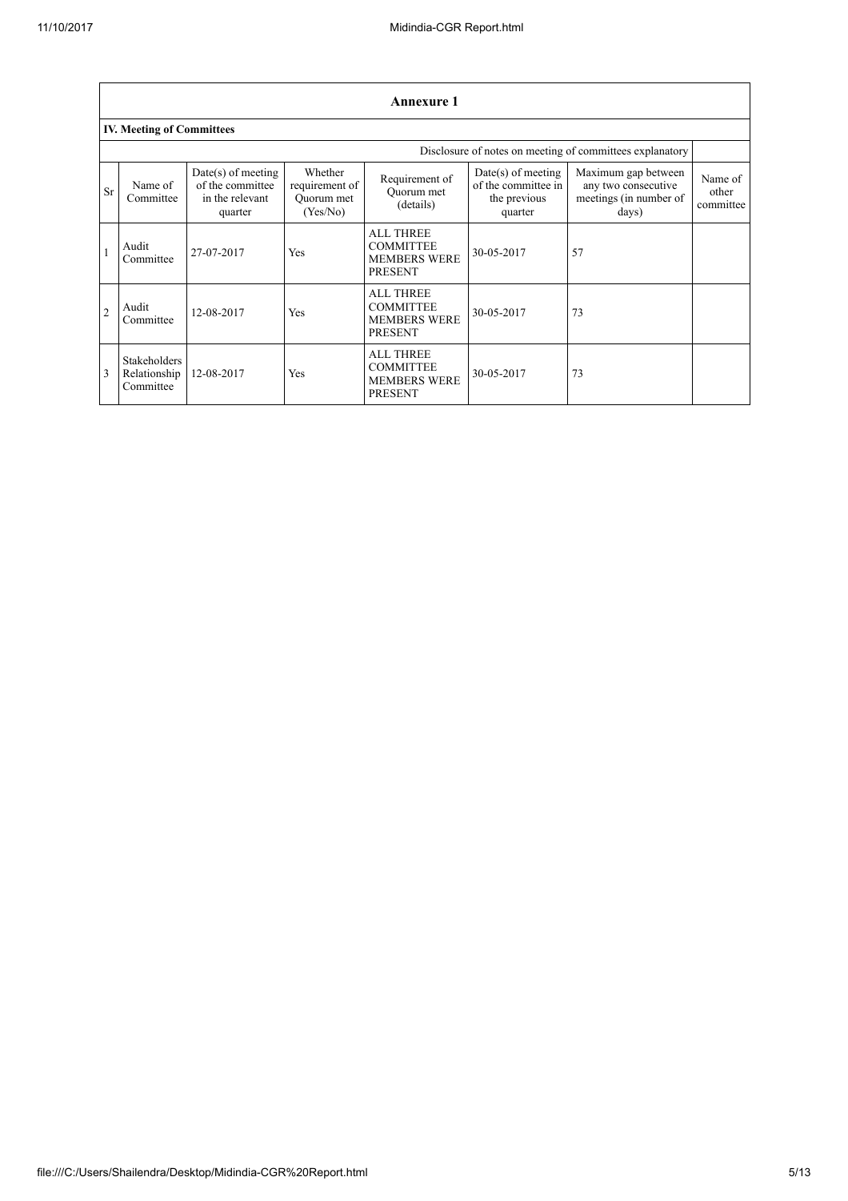## Annexure 1

### IV. Meeting of Committees

Disclosure of notes on meeting of committees explanatory

| Sr | Name of Committee | Date(s) of meeting of the committee in the relevant quarter | Whether requirement of Quorum met (Yes/No) | Requirement of Quorum met (details) | Date(s) of meeting of the committee in the previous quarter | Maximum gap between any two consecutive meetings (in number of days) | Name of other committee |
|---|---|---|---|---|---|---|---|
| 1 | Audit Committee | 27-07-2017 | Yes | ALL THREE COMMITTEE MEMBERS WERE PRESENT | 30-05-2017 | 57 | |
| 2 | Audit Committee | 12-08-2017 | Yes | ALL THREE COMMITTEE MEMBERS WERE PRESENT | 30-05-2017 | 73 | |
| 3 | Stakeholders Relationship Committee | 12-08-2017 | Yes | ALL THREE COMMITTEE MEMBERS WERE PRESENT | 30-05-2017 | 73 | |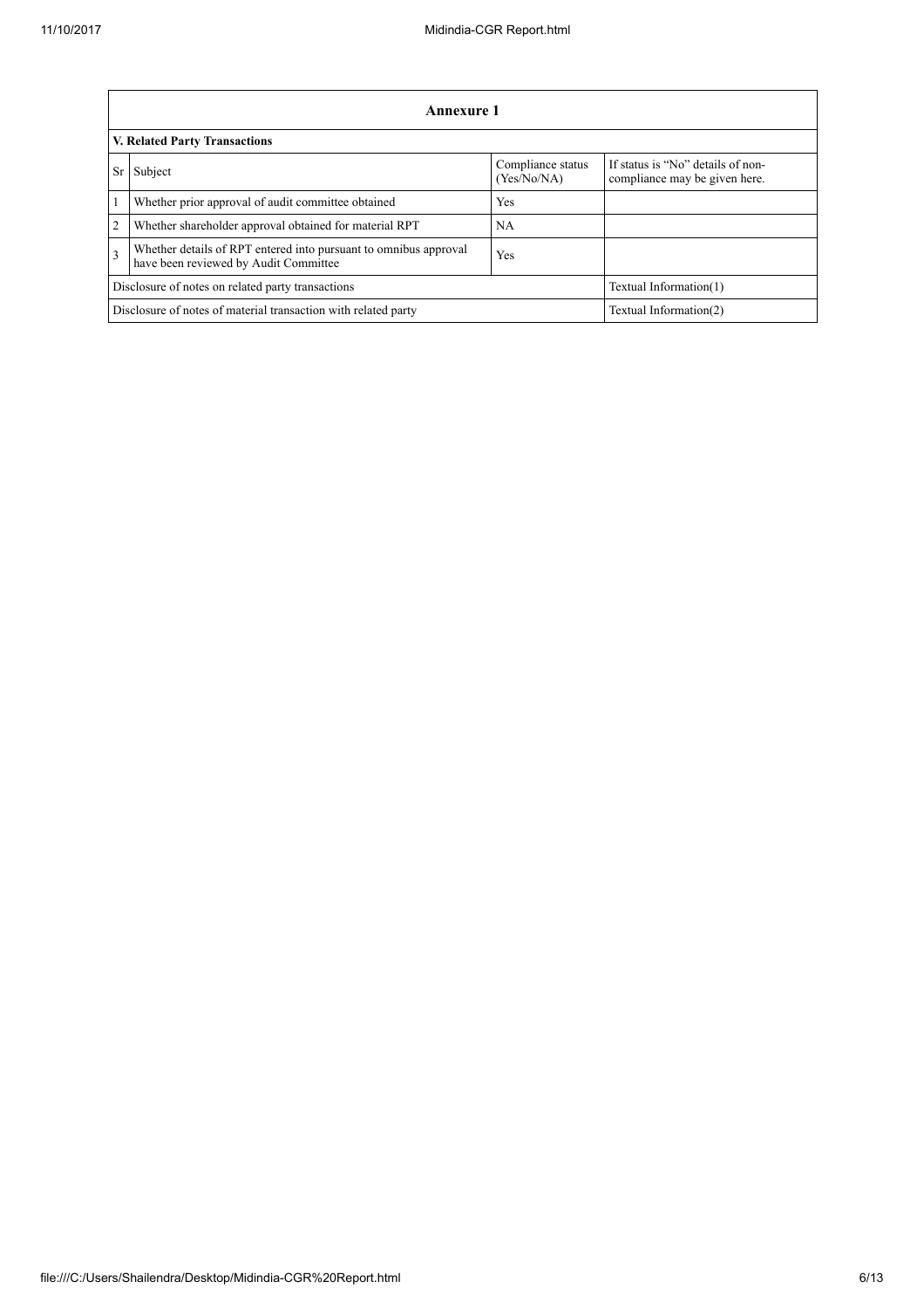| Annexure 1 | | | |
|---|---|---|---|
| **V. Related Party Transactions** | | | |
| Sr | Subject | Compliance status (Yes/No/NA) | If status is "No" details of non-compliance may be given here. |
| 1 | Whether prior approval of audit committee obtained | Yes | |
| 2 | Whether shareholder approval obtained for material RPT | NA | |
| 3 | Whether details of RPT entered into pursuant to omnibus approval have been reviewed by Audit Committee | Yes | |
| Disclosure of notes on related party transactions | | | Textual Information(1) |
| Disclosure of notes of material transaction with related party | | | Textual Information(2) |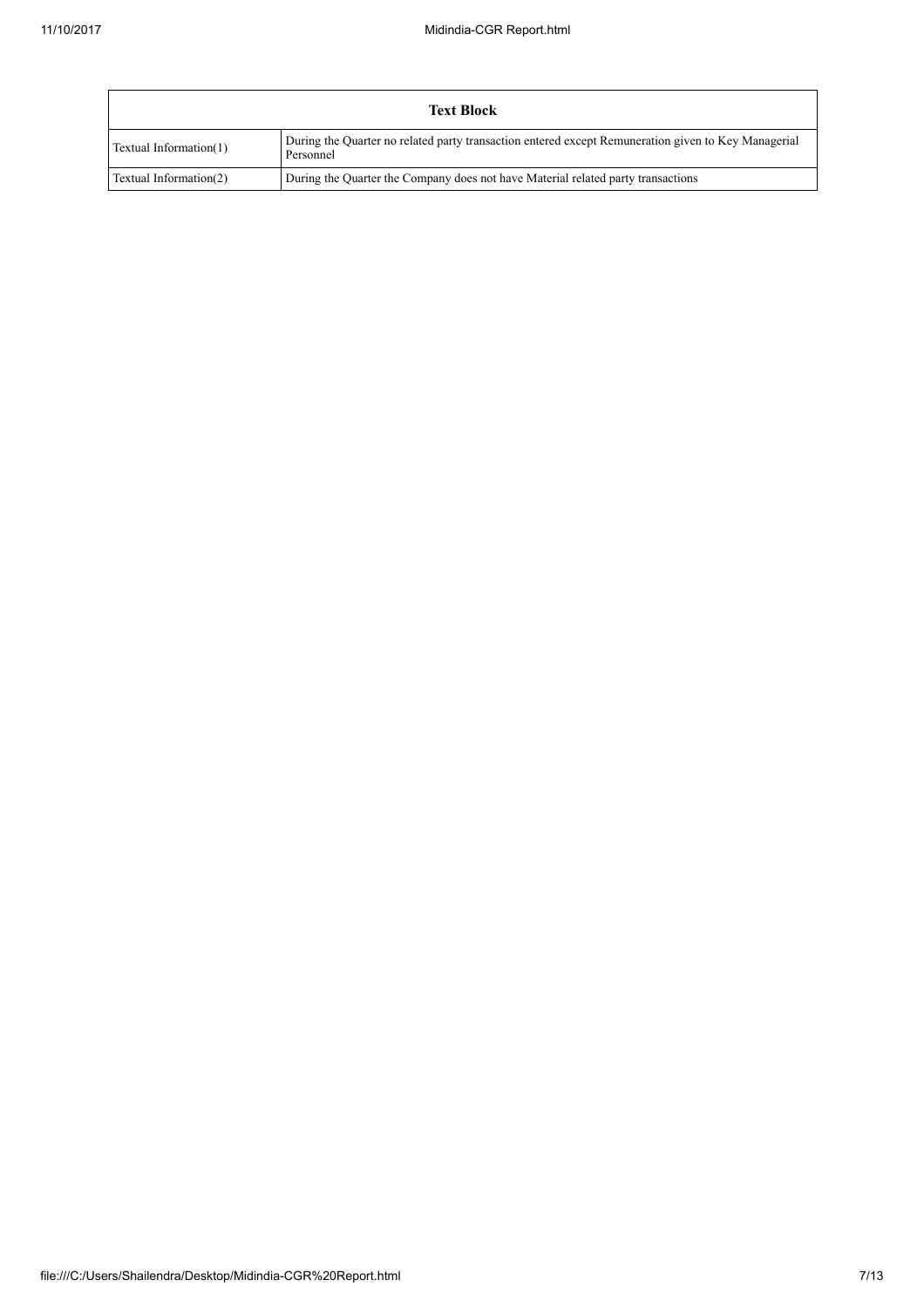| Text Block | |
|---|---|
| Textual Information(1) | During the Quarter no related party transaction entered except Remuneration given to Key Managerial Personnel |
| Textual Information(2) | During the Quarter the Company does not have Material related party transactions |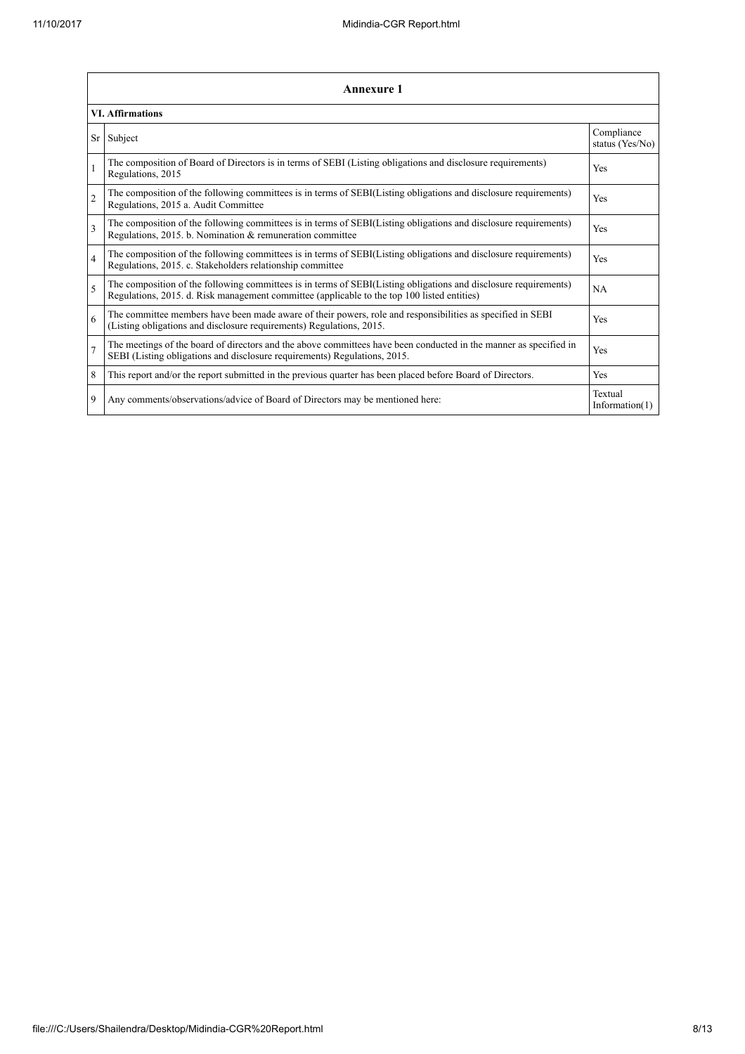## Annexure 1

### VI. Affirmations

| Sr | Subject | Compliance status (Yes/No) |
|---|---|---|
| 1 | The composition of Board of Directors is in terms of SEBI (Listing obligations and disclosure requirements) Regulations, 2015 | Yes |
| 2 | The composition of the following committees is in terms of SEBI(Listing obligations and disclosure requirements) Regulations, 2015 a. Audit Committee | Yes |
| 3 | The composition of the following committees is in terms of SEBI(Listing obligations and disclosure requirements) Regulations, 2015. b. Nomination & remuneration committee | Yes |
| 4 | The composition of the following committees is in terms of SEBI(Listing obligations and disclosure requirements) Regulations, 2015. c. Stakeholders relationship committee | Yes |
| 5 | The composition of the following committees is in terms of SEBI(Listing obligations and disclosure requirements) Regulations, 2015. d. Risk management committee (applicable to the top 100 listed entities) | NA |
| 6 | The committee members have been made aware of their powers, role and responsibilities as specified in SEBI (Listing obligations and disclosure requirements) Regulations, 2015. | Yes |
| 7 | The meetings of the board of directors and the above committees have been conducted in the manner as specified in SEBI (Listing obligations and disclosure requirements) Regulations, 2015. | Yes |
| 8 | This report and/or the report submitted in the previous quarter has been placed before Board of Directors. | Yes |
| 9 | Any comments/observations/advice of Board of Directors may be mentioned here: | Textual Information(1) |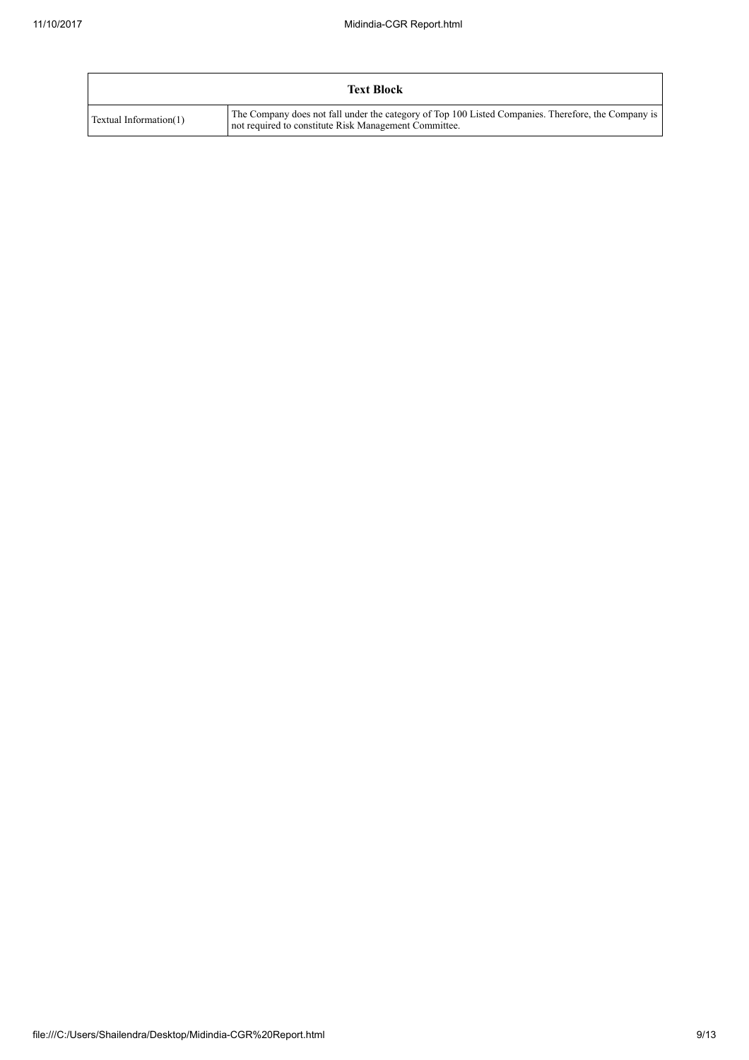| Text Block | |
| --- | --- |
| Textual Information(1) | The Company does not fall under the category of Top 100 Listed Companies. Therefore, the Company is not required to constitute Risk Management Committee. |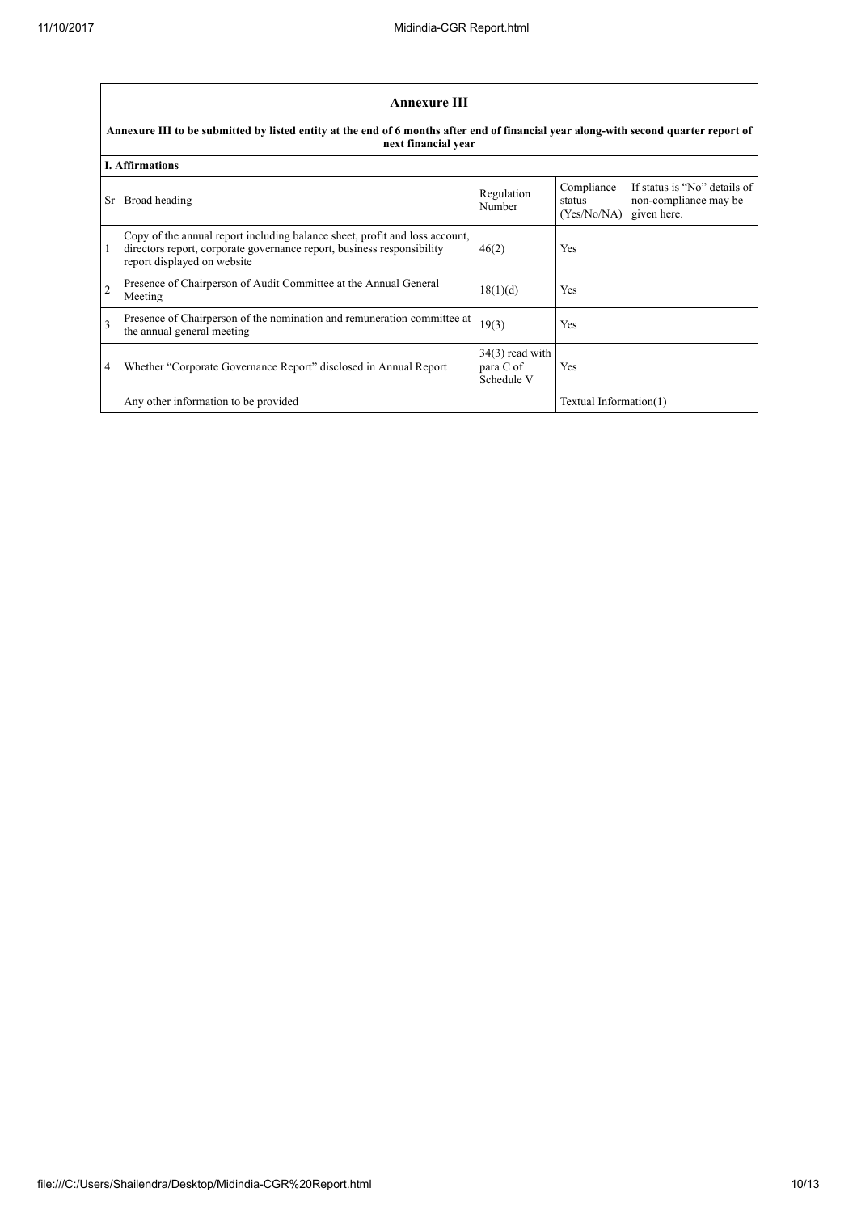## Annexure III

**Annexure III to be submitted by listed entity at the end of 6 months after end of financial year along-with second quarter report of next financial year**

**I. Affirmations**

| Sr | Broad heading | Regulation Number | Compliance status (Yes/No/NA) | If status is "No" details of non-compliance may be given here. |
|---|---|---|---|---|
| 1 | Copy of the annual report including balance sheet, profit and loss account, directors report, corporate governance report, business responsibility report displayed on website | 46(2) | Yes | |
| 2 | Presence of Chairperson of Audit Committee at the Annual General Meeting | 18(1)(d) | Yes | |
| 3 | Presence of Chairperson of the nomination and remuneration committee at the annual general meeting | 19(3) | Yes | |
| 4 | Whether "Corporate Governance Report" disclosed in Annual Report | 34(3) read with para C of Schedule V | Yes | |
| | Any other information to be provided | | Textual Information(1) | |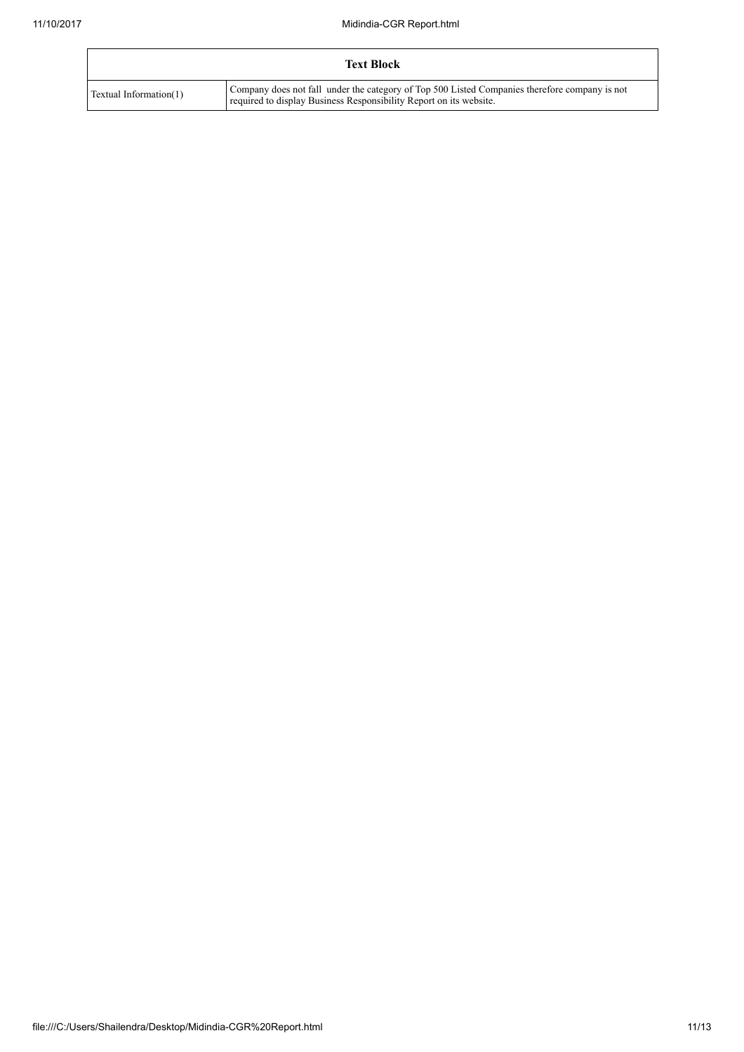| Text Block | |
|---|---|
| Textual Information(1) | Company does not fall under the category of Top 500 Listed Companies therefore company is not required to display Business Responsibility Report on its website. |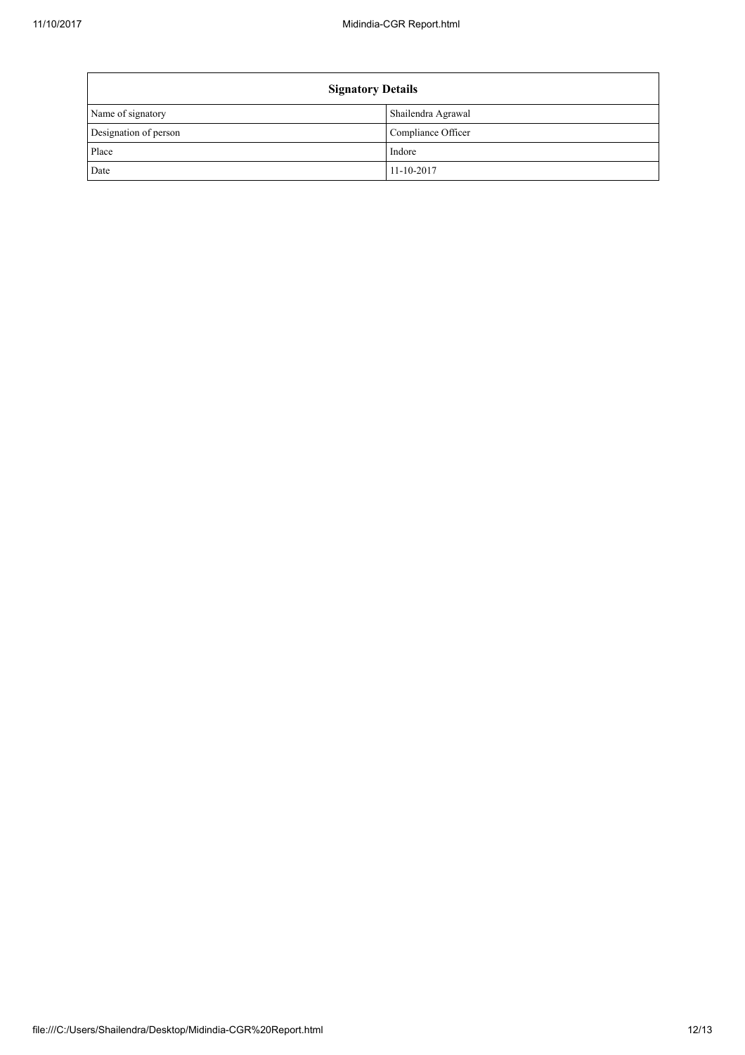| Signatory Details | |
| --- | --- |
| Name of signatory | Shailendra Agrawal |
| Designation of person | Compliance Officer |
| Place | Indore |
| Date | 11-10-2017 |